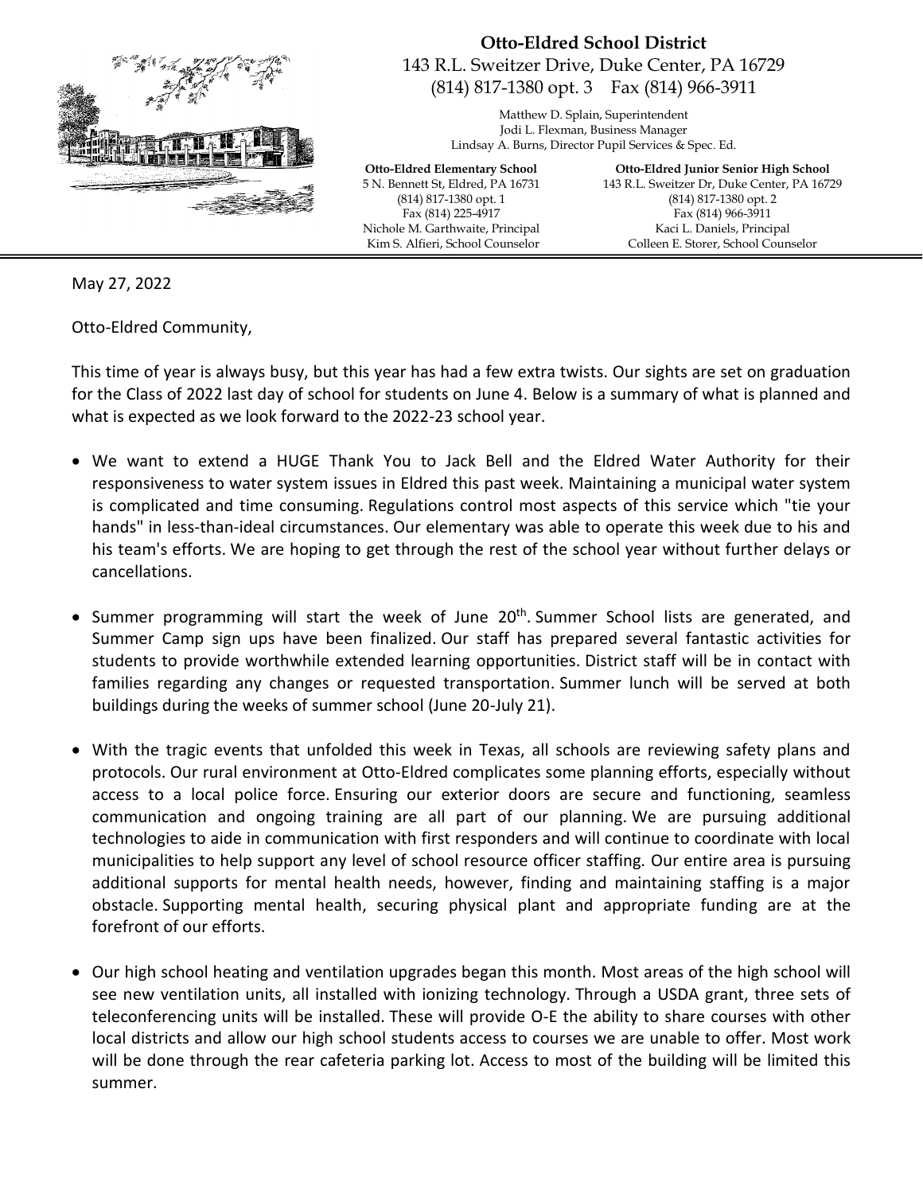**Otto-Eldred School District**
143 R.L. Sweitzer Drive, Duke Center, PA 16729
(814) 817-1380 opt. 3 Fax (814) 966-3911

Matthew D. Splain, Superintendent
Jodi L. Flexman, Business Manager
Lindsay A. Burns, Director Pupil Services & Spec. Ed.

**Otto-Eldred Elementary School**
5 N. Bennett St, Eldred, PA 16731
(814) 817-1380 opt. 1
Fax (814) 225-4917
Nichole M. Garthwaite, Principal
Kim S. Alfieri, School Counselor

**Otto-Eldred Junior Senior High School**
143 R.L. Sweitzer Dr, Duke Center, PA 16729
(814) 817-1380 opt. 2
Fax (814) 966-3911
Kaci L. Daniels, Principal
Colleen E. Storer, School Counselor

---

May 27, 2022

Otto-Eldred Community,

This time of year is always busy, but this year has had a few extra twists. Our sights are set on graduation for the Class of 2022 last day of school for students on June 4. Below is a summary of what is planned and what is expected as we look forward to the 2022-23 school year.

- We want to extend a HUGE Thank You to Jack Bell and the Eldred Water Authority for their responsiveness to water system issues in Eldred this past week. Maintaining a municipal water system is complicated and time consuming. Regulations control most aspects of this service which "tie your hands" in less-than-ideal circumstances. Our elementary was able to operate this week due to his and his team's efforts. We are hoping to get through the rest of the school year without further delays or cancellations.

- Summer programming will start the week of June 20th. Summer School lists are generated, and Summer Camp sign ups have been finalized. Our staff has prepared several fantastic activities for students to provide worthwhile extended learning opportunities. District staff will be in contact with families regarding any changes or requested transportation. Summer lunch will be served at both buildings during the weeks of summer school (June 20-July 21).

- With the tragic events that unfolded this week in Texas, all schools are reviewing safety plans and protocols. Our rural environment at Otto-Eldred complicates some planning efforts, especially without access to a local police force. Ensuring our exterior doors are secure and functioning, seamless communication and ongoing training are all part of our planning. We are pursuing additional technologies to aide in communication with first responders and will continue to coordinate with local municipalities to help support any level of school resource officer staffing. Our entire area is pursuing additional supports for mental health needs, however, finding and maintaining staffing is a major obstacle. Supporting mental health, securing physical plant and appropriate funding are at the forefront of our efforts.

- Our high school heating and ventilation upgrades began this month. Most areas of the high school will see new ventilation units, all installed with ionizing technology. Through a USDA grant, three sets of teleconferencing units will be installed. These will provide O-E the ability to share courses with other local districts and allow our high school students access to courses we are unable to offer. Most work will be done through the rear cafeteria parking lot. Access to most of the building will be limited this summer.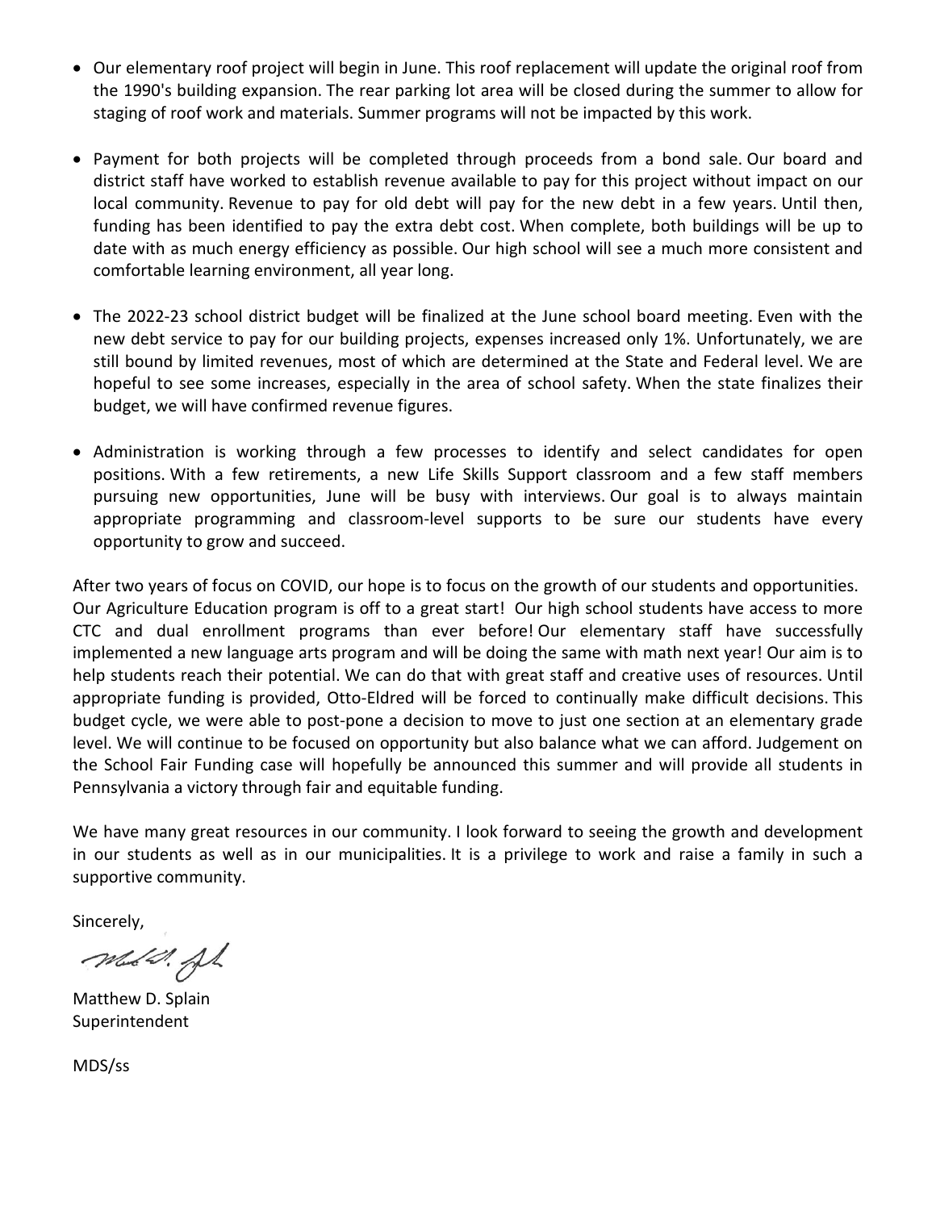- Our elementary roof project will begin in June. This roof replacement will update the original roof from the 1990's building expansion. The rear parking lot area will be closed during the summer to allow for staging of roof work and materials. Summer programs will not be impacted by this work.

- Payment for both projects will be completed through proceeds from a bond sale. Our board and district staff have worked to establish revenue available to pay for this project without impact on our local community. Revenue to pay for old debt will pay for the new debt in a few years. Until then, funding has been identified to pay the extra debt cost. When complete, both buildings will be up to date with as much energy efficiency as possible. Our high school will see a much more consistent and comfortable learning environment, all year long.

- The 2022-23 school district budget will be finalized at the June school board meeting. Even with the new debt service to pay for our building projects, expenses increased only 1%. Unfortunately, we are still bound by limited revenues, most of which are determined at the State and Federal level. We are hopeful to see some increases, especially in the area of school safety. When the state finalizes their budget, we will have confirmed revenue figures.

- Administration is working through a few processes to identify and select candidates for open positions. With a few retirements, a new Life Skills Support classroom and a few staff members pursuing new opportunities, June will be busy with interviews. Our goal is to always maintain appropriate programming and classroom-level supports to be sure our students have every opportunity to grow and succeed.

After two years of focus on COVID, our hope is to focus on the growth of our students and opportunities. Our Agriculture Education program is off to a great start! Our high school students have access to more CTC and dual enrollment programs than ever before! Our elementary staff have successfully implemented a new language arts program and will be doing the same with math next year! Our aim is to help students reach their potential. We can do that with great staff and creative uses of resources. Until appropriate funding is provided, Otto-Eldred will be forced to continually make difficult decisions. This budget cycle, we were able to post-pone a decision to move to just one section at an elementary grade level. We will continue to be focused on opportunity but also balance what we can afford. Judgement on the School Fair Funding case will hopefully be announced this summer and will provide all students in Pennsylvania a victory through fair and equitable funding.

We have many great resources in our community. I look forward to seeing the growth and development in our students as well as in our municipalities. It is a privilege to work and raise a family in such a supportive community.

Sincerely,

Matthew D. Splain
Superintendent

MDS/ss